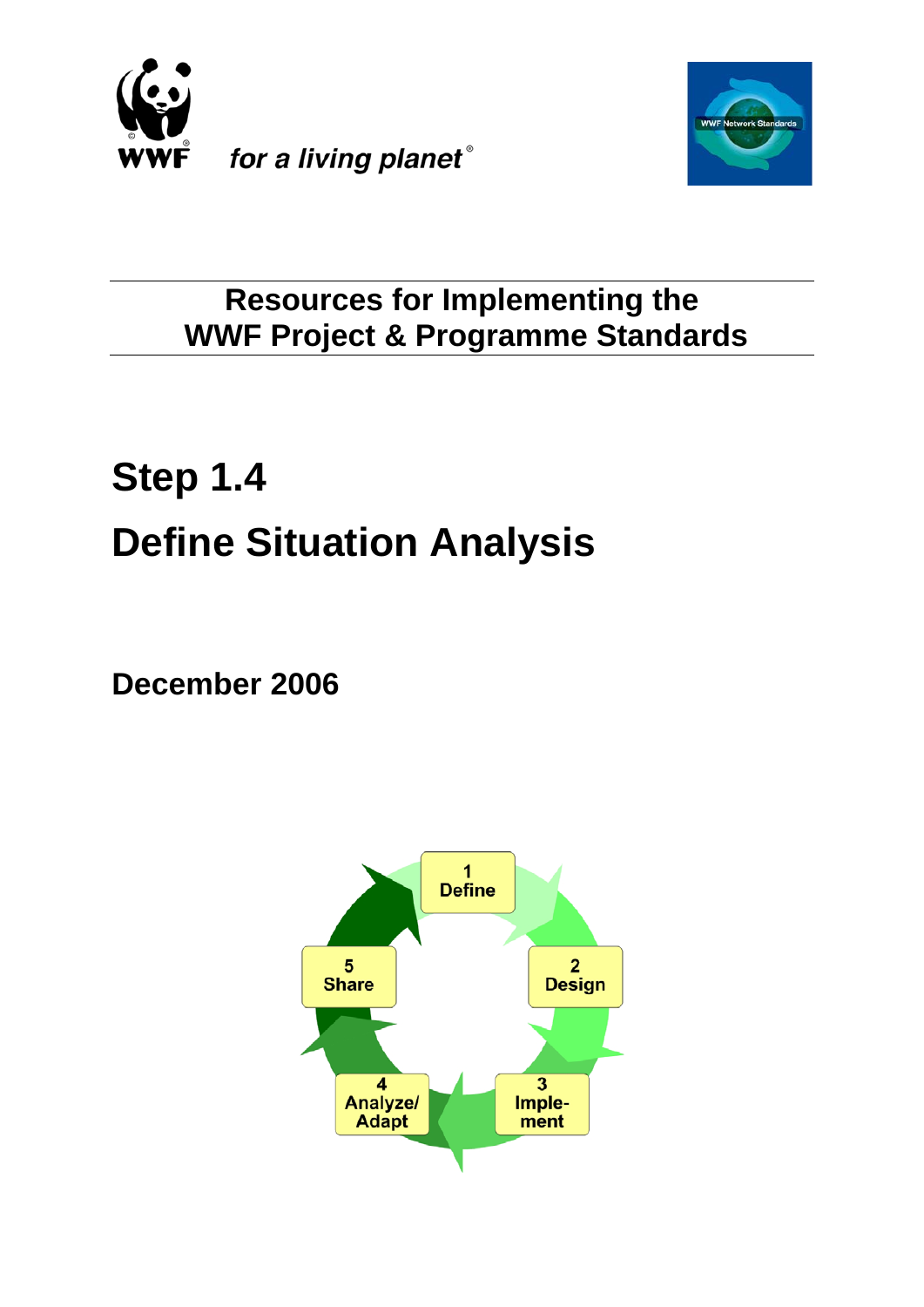WWF *for a living planet*®

WWF Network Standards

# Resources for Implementing the WWF Project & Programme Standards

# Step 1.4
# Define Situation Analysis

**December 2006**

1 Define

2 Design

3 Imple-ment

4 Analyze/ Adapt

5 Share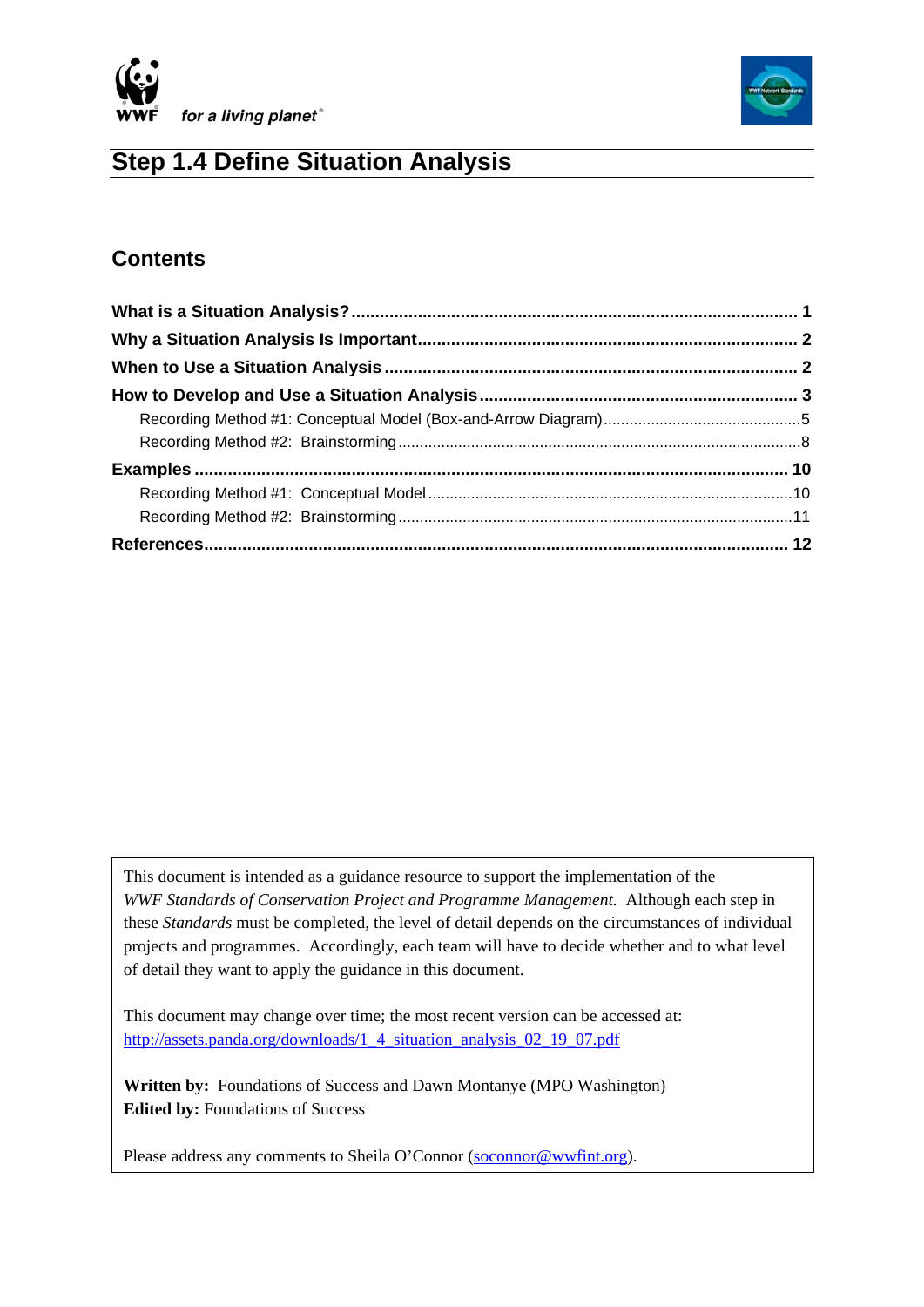# Step 1.4 Define Situation Analysis

## Contents

**What is a Situation Analysis?** ..... **1**

**Why a Situation Analysis Is Important** ..... **2**

**When to Use a Situation Analysis** ..... **2**

**How to Develop and Use a Situation Analysis** ..... **3**

- Recording Method #1: Conceptual Model (Box-and-Arrow Diagram) ..... 5
- Recording Method #2: Brainstorming ..... 8

**Examples** ..... **10**

- Recording Method #1: Conceptual Model ..... 10
- Recording Method #2: Brainstorming ..... 11

**References** ..... **12**

---

This document is intended as a guidance resource to support the implementation of the *WWF Standards of Conservation Project and Programme Management.* Although each step in these *Standards* must be completed, the level of detail depends on the circumstances of individual projects and programmes. Accordingly, each team will have to decide whether and to what level of detail they want to apply the guidance in this document.

This document may change over time; the most recent version can be accessed at: http://assets.panda.org/downloads/1_4_situation_analysis_02_19_07.pdf

**Written by:** Foundations of Success and Dawn Montanye (MPO Washington)
**Edited by:** Foundations of Success

Please address any comments to Sheila O'Connor (soconnor@wwfint.org).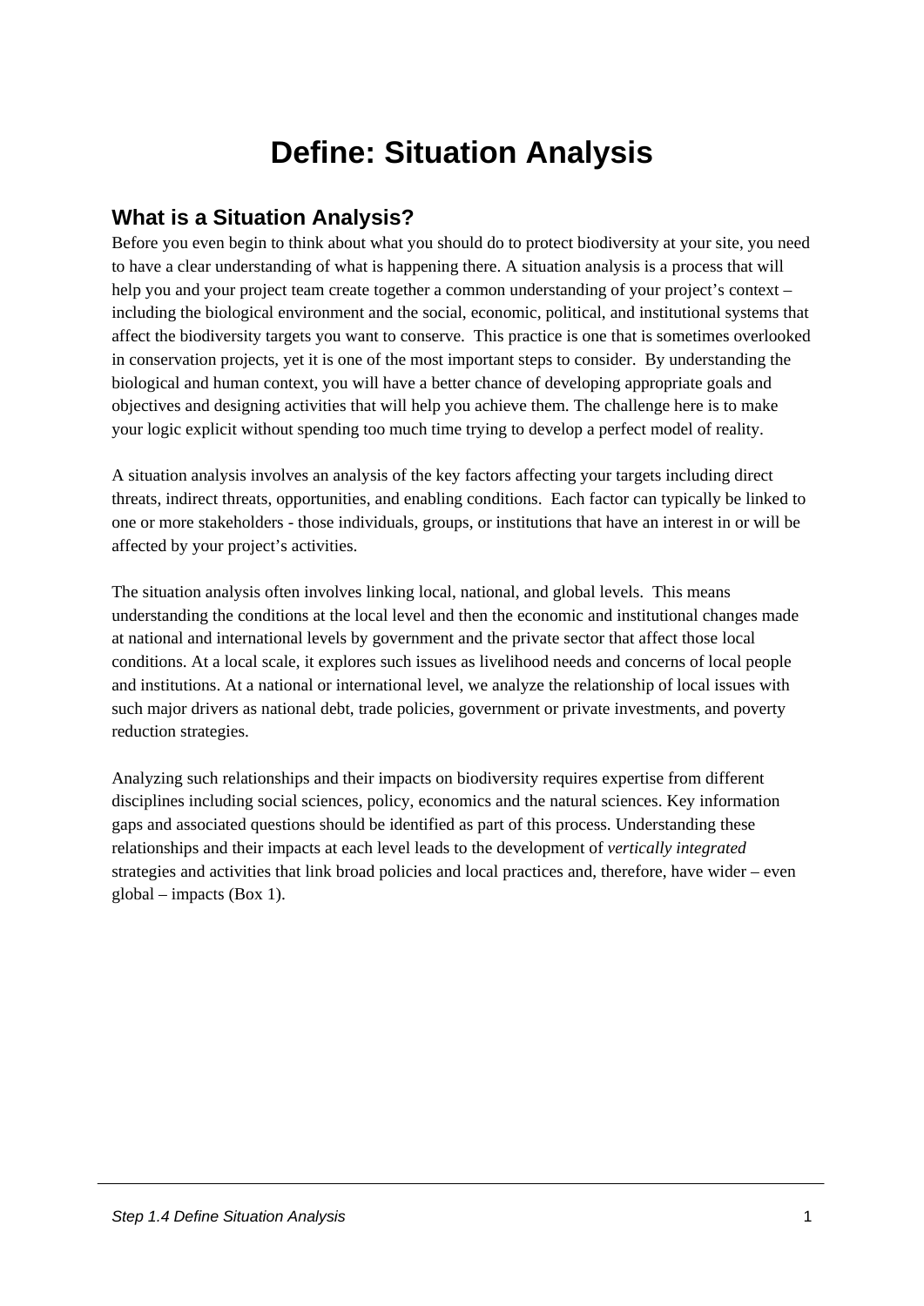# Define: Situation Analysis

## What is a Situation Analysis?

Before you even begin to think about what you should do to protect biodiversity at your site, you need to have a clear understanding of what is happening there. A situation analysis is a process that will help you and your project team create together a common understanding of your project's context – including the biological environment and the social, economic, political, and institutional systems that affect the biodiversity targets you want to conserve. This practice is one that is sometimes overlooked in conservation projects, yet it is one of the most important steps to consider. By understanding the biological and human context, you will have a better chance of developing appropriate goals and objectives and designing activities that will help you achieve them. The challenge here is to make your logic explicit without spending too much time trying to develop a perfect model of reality.

A situation analysis involves an analysis of the key factors affecting your targets including direct threats, indirect threats, opportunities, and enabling conditions. Each factor can typically be linked to one or more stakeholders - those individuals, groups, or institutions that have an interest in or will be affected by your project's activities.

The situation analysis often involves linking local, national, and global levels. This means understanding the conditions at the local level and then the economic and institutional changes made at national and international levels by government and the private sector that affect those local conditions. At a local scale, it explores such issues as livelihood needs and concerns of local people and institutions. At a national or international level, we analyze the relationship of local issues with such major drivers as national debt, trade policies, government or private investments, and poverty reduction strategies.

Analyzing such relationships and their impacts on biodiversity requires expertise from different disciplines including social sciences, policy, economics and the natural sciences. Key information gaps and associated questions should be identified as part of this process. Understanding these relationships and their impacts at each level leads to the development of *vertically integrated* strategies and activities that link broad policies and local practices and, therefore, have wider – even global – impacts (Box 1).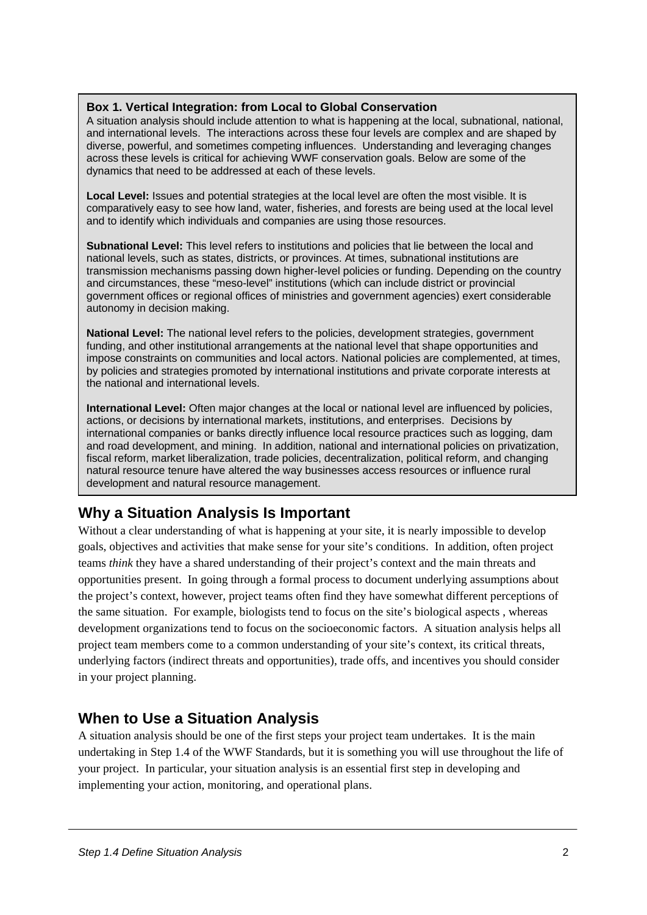**Box 1. Vertical Integration: from Local to Global Conservation**

A situation analysis should include attention to what is happening at the local, subnational, national, and international levels. The interactions across these four levels are complex and are shaped by diverse, powerful, and sometimes competing influences. Understanding and leveraging changes across these levels is critical for achieving WWF conservation goals. Below are some of the dynamics that need to be addressed at each of these levels.

**Local Level:** Issues and potential strategies at the local level are often the most visible. It is comparatively easy to see how land, water, fisheries, and forests are being used at the local level and to identify which individuals and companies are using those resources.

**Subnational Level:** This level refers to institutions and policies that lie between the local and national levels, such as states, districts, or provinces. At times, subnational institutions are transmission mechanisms passing down higher-level policies or funding. Depending on the country and circumstances, these "meso-level" institutions (which can include district or provincial government offices or regional offices of ministries and government agencies) exert considerable autonomy in decision making.

**National Level:** The national level refers to the policies, development strategies, government funding, and other institutional arrangements at the national level that shape opportunities and impose constraints on communities and local actors. National policies are complemented, at times, by policies and strategies promoted by international institutions and private corporate interests at the national and international levels.

**International Level:** Often major changes at the local or national level are influenced by policies, actions, or decisions by international markets, institutions, and enterprises. Decisions by international companies or banks directly influence local resource practices such as logging, dam and road development, and mining. In addition, national and international policies on privatization, fiscal reform, market liberalization, trade policies, decentralization, political reform, and changing natural resource tenure have altered the way businesses access resources or influence rural development and natural resource management.

## Why a Situation Analysis Is Important

Without a clear understanding of what is happening at your site, it is nearly impossible to develop goals, objectives and activities that make sense for your site's conditions. In addition, often project teams *think* they have a shared understanding of their project's context and the main threats and opportunities present. In going through a formal process to document underlying assumptions about the project's context, however, project teams often find they have somewhat different perceptions of the same situation. For example, biologists tend to focus on the site's biological aspects , whereas development organizations tend to focus on the socioeconomic factors. A situation analysis helps all project team members come to a common understanding of your site's context, its critical threats, underlying factors (indirect threats and opportunities), trade offs, and incentives you should consider in your project planning.

## When to Use a Situation Analysis

A situation analysis should be one of the first steps your project team undertakes. It is the main undertaking in Step 1.4 of the WWF Standards, but it is something you will use throughout the life of your project. In particular, your situation analysis is an essential first step in developing and implementing your action, monitoring, and operational plans.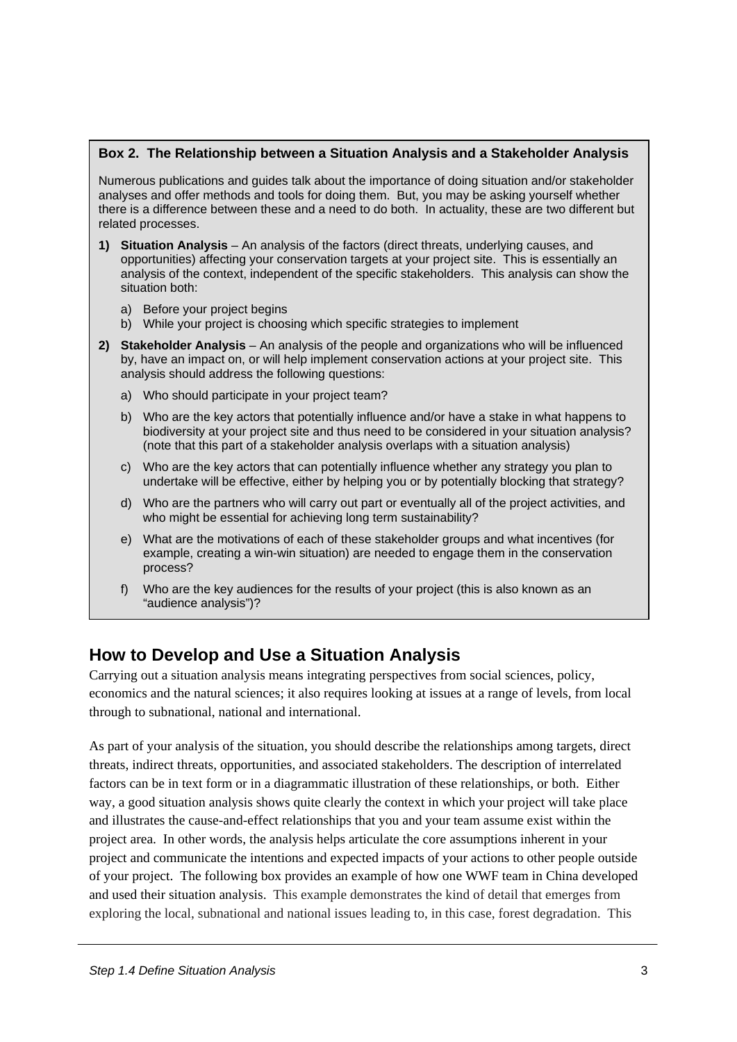**Box 2. The Relationship between a Situation Analysis and a Stakeholder Analysis**

Numerous publications and guides talk about the importance of doing situation and/or stakeholder analyses and offer methods and tools for doing them. But, you may be asking yourself whether there is a difference between these and a need to do both. In actuality, these are two different but related processes.

1) **Situation Analysis** – An analysis of the factors (direct threats, underlying causes, and opportunities) affecting your conservation targets at your project site. This is essentially an analysis of the context, independent of the specific stakeholders. This analysis can show the situation both:
   a) Before your project begins
   b) While your project is choosing which specific strategies to implement

2) **Stakeholder Analysis** – An analysis of the people and organizations who will be influenced by, have an impact on, or will help implement conservation actions at your project site. This analysis should address the following questions:
   a) Who should participate in your project team?
   b) Who are the key actors that potentially influence and/or have a stake in what happens to biodiversity at your project site and thus need to be considered in your situation analysis? (note that this part of a stakeholder analysis overlaps with a situation analysis)
   c) Who are the key actors that can potentially influence whether any strategy you plan to undertake will be effective, either by helping you or by potentially blocking that strategy?
   d) Who are the partners who will carry out part or eventually all of the project activities, and who might be essential for achieving long term sustainability?
   e) What are the motivations of each of these stakeholder groups and what incentives (for example, creating a win-win situation) are needed to engage them in the conservation process?
   f) Who are the key audiences for the results of your project (this is also known as an "audience analysis")?

## How to Develop and Use a Situation Analysis

Carrying out a situation analysis means integrating perspectives from social sciences, policy, economics and the natural sciences; it also requires looking at issues at a range of levels, from local through to subnational, national and international.

As part of your analysis of the situation, you should describe the relationships among targets, direct threats, indirect threats, opportunities, and associated stakeholders. The description of interrelated factors can be in text form or in a diagrammatic illustration of these relationships, or both. Either way, a good situation analysis shows quite clearly the context in which your project will take place and illustrates the cause-and-effect relationships that you and your team assume exist within the project area. In other words, the analysis helps articulate the core assumptions inherent in your project and communicate the intentions and expected impacts of your actions to other people outside of your project. The following box provides an example of how one WWF team in China developed and used their situation analysis. This example demonstrates the kind of detail that emerges from exploring the local, subnational and national issues leading to, in this case, forest degradation. This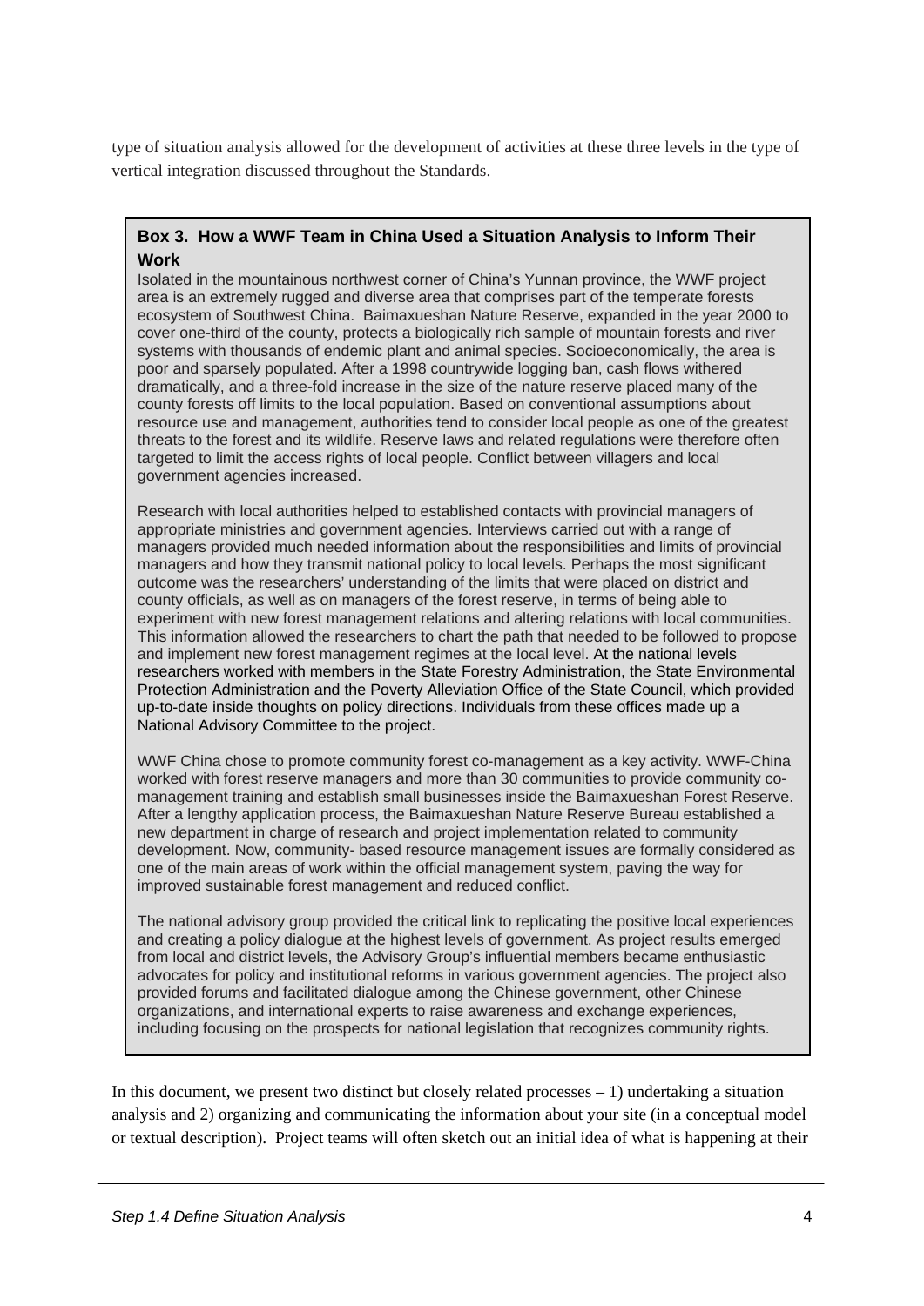type of situation analysis allowed for the development of activities at these three levels in the type of vertical integration discussed throughout the Standards.

> **Box 3. How a WWF Team in China Used a Situation Analysis to Inform Their Work**
>
> Isolated in the mountainous northwest corner of China's Yunnan province, the WWF project area is an extremely rugged and diverse area that comprises part of the temperate forests ecosystem of Southwest China. Baimaxueshan Nature Reserve, expanded in the year 2000 to cover one-third of the county, protects a biologically rich sample of mountain forests and river systems with thousands of endemic plant and animal species. Socioeconomically, the area is poor and sparsely populated. After a 1998 countrywide logging ban, cash flows withered dramatically, and a three-fold increase in the size of the nature reserve placed many of the county forests off limits to the local population. Based on conventional assumptions about resource use and management, authorities tend to consider local people as one of the greatest threats to the forest and its wildlife. Reserve laws and related regulations were therefore often targeted to limit the access rights of local people. Conflict between villagers and local government agencies increased.
>
> Research with local authorities helped to established contacts with provincial managers of appropriate ministries and government agencies. Interviews carried out with a range of managers provided much needed information about the responsibilities and limits of provincial managers and how they transmit national policy to local levels. Perhaps the most significant outcome was the researchers' understanding of the limits that were placed on district and county officials, as well as on managers of the forest reserve, in terms of being able to experiment with new forest management relations and altering relations with local communities. This information allowed the researchers to chart the path that needed to be followed to propose and implement new forest management regimes at the local level. At the national levels researchers worked with members in the State Forestry Administration, the State Environmental Protection Administration and the Poverty Alleviation Office of the State Council, which provided up-to-date inside thoughts on policy directions. Individuals from these offices made up a National Advisory Committee to the project.
>
> WWF China chose to promote community forest co-management as a key activity. WWF-China worked with forest reserve managers and more than 30 communities to provide community co-management training and establish small businesses inside the Baimaxueshan Forest Reserve. After a lengthy application process, the Baimaxueshan Nature Reserve Bureau established a new department in charge of research and project implementation related to community development. Now, community- based resource management issues are formally considered as one of the main areas of work within the official management system, paving the way for improved sustainable forest management and reduced conflict.
>
> The national advisory group provided the critical link to replicating the positive local experiences and creating a policy dialogue at the highest levels of government. As project results emerged from local and district levels, the Advisory Group's influential members became enthusiastic advocates for policy and institutional reforms in various government agencies. The project also provided forums and facilitated dialogue among the Chinese government, other Chinese organizations, and international experts to raise awareness and exchange experiences, including focusing on the prospects for national legislation that recognizes community rights.

In this document, we present two distinct but closely related processes – 1) undertaking a situation analysis and 2) organizing and communicating the information about your site (in a conceptual model or textual description). Project teams will often sketch out an initial idea of what is happening at their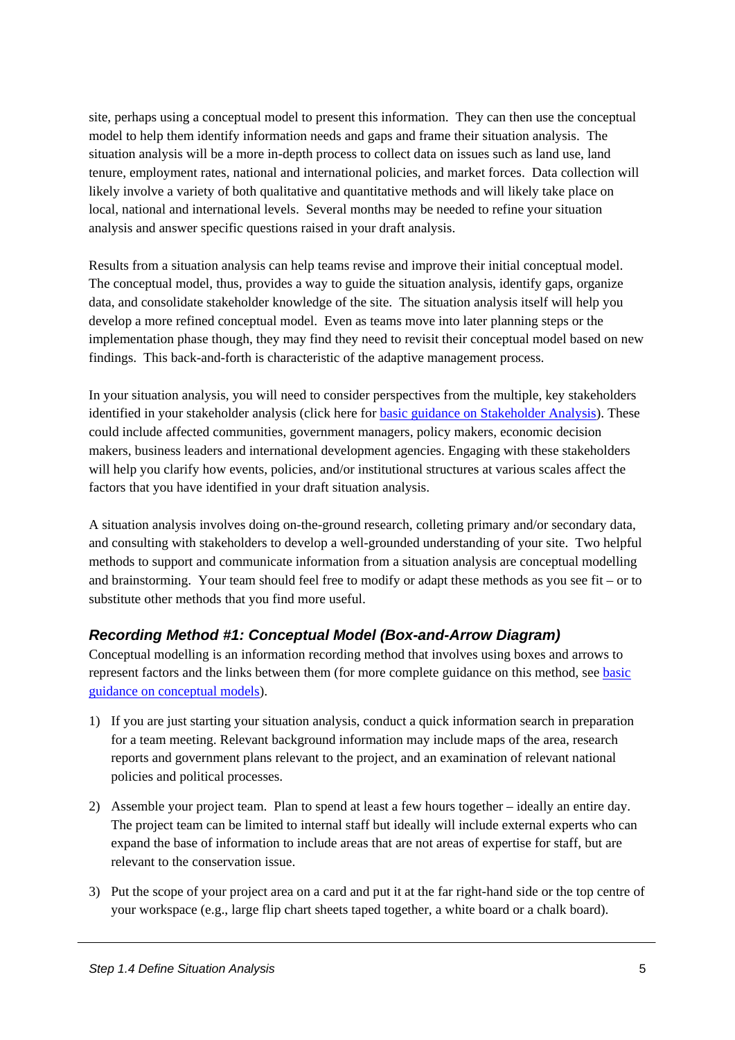site, perhaps using a conceptual model to present this information. They can then use the conceptual model to help them identify information needs and gaps and frame their situation analysis. The situation analysis will be a more in-depth process to collect data on issues such as land use, land tenure, employment rates, national and international policies, and market forces. Data collection will likely involve a variety of both qualitative and quantitative methods and will likely take place on local, national and international levels. Several months may be needed to refine your situation analysis and answer specific questions raised in your draft analysis.

Results from a situation analysis can help teams revise and improve their initial conceptual model. The conceptual model, thus, provides a way to guide the situation analysis, identify gaps, organize data, and consolidate stakeholder knowledge of the site. The situation analysis itself will help you develop a more refined conceptual model. Even as teams move into later planning steps or the implementation phase though, they may find they need to revisit their conceptual model based on new findings. This back-and-forth is characteristic of the adaptive management process.

In your situation analysis, you will need to consider perspectives from the multiple, key stakeholders identified in your stakeholder analysis (click here for basic guidance on Stakeholder Analysis). These could include affected communities, government managers, policy makers, economic decision makers, business leaders and international development agencies. Engaging with these stakeholders will help you clarify how events, policies, and/or institutional structures at various scales affect the factors that you have identified in your draft situation analysis.

A situation analysis involves doing on-the-ground research, colleting primary and/or secondary data, and consulting with stakeholders to develop a well-grounded understanding of your site. Two helpful methods to support and communicate information from a situation analysis are conceptual modelling and brainstorming. Your team should feel free to modify or adapt these methods as you see fit – or to substitute other methods that you find more useful.

### *Recording Method #1: Conceptual Model (Box-and-Arrow Diagram)*

Conceptual modelling is an information recording method that involves using boxes and arrows to represent factors and the links between them (for more complete guidance on this method, see basic guidance on conceptual models).

1) If you are just starting your situation analysis, conduct a quick information search in preparation for a team meeting. Relevant background information may include maps of the area, research reports and government plans relevant to the project, and an examination of relevant national policies and political processes.

2) Assemble your project team. Plan to spend at least a few hours together – ideally an entire day. The project team can be limited to internal staff but ideally will include external experts who can expand the base of information to include areas that are not areas of expertise for staff, but are relevant to the conservation issue.

3) Put the scope of your project area on a card and put it at the far right-hand side or the top centre of your workspace (e.g., large flip chart sheets taped together, a white board or a chalk board).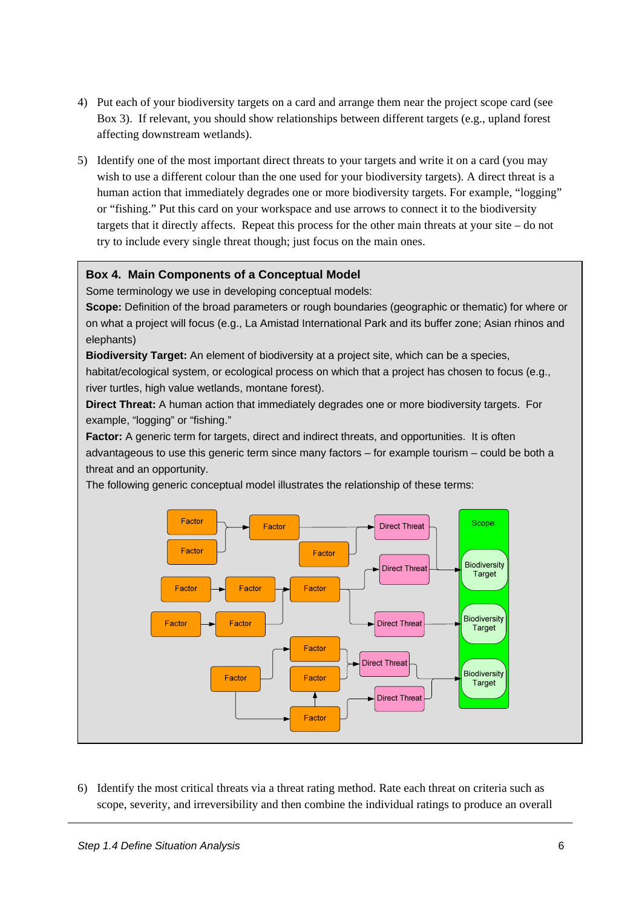4) Put each of your biodiversity targets on a card and arrange them near the project scope card (see Box 3). If relevant, you should show relationships between different targets (e.g., upland forest affecting downstream wetlands).

5) Identify one of the most important direct threats to your targets and write it on a card (you may wish to use a different colour than the one used for your biodiversity targets). A direct threat is a human action that immediately degrades one or more biodiversity targets. For example, "logging" or "fishing." Put this card on your workspace and use arrows to connect it to the biodiversity targets that it directly affects. Repeat this process for the other main threats at your site – do not try to include every single threat though; just focus on the main ones.

> **Box 4. Main Components of a Conceptual Model**
>
> Some terminology we use in developing conceptual models:
>
> **Scope:** Definition of the broad parameters or rough boundaries (geographic or thematic) for where or on what a project will focus (e.g., La Amistad International Park and its buffer zone; Asian rhinos and elephants)
>
> **Biodiversity Target:** An element of biodiversity at a project site, which can be a species, habitat/ecological system, or ecological process on which that a project has chosen to focus (e.g., river turtles, high value wetlands, montane forest).
>
> **Direct Threat:** A human action that immediately degrades one or more biodiversity targets. For example, "logging" or "fishing."
>
> **Factor:** A generic term for targets, direct and indirect threats, and opportunities. It is often advantageous to use this generic term since many factors – for example tourism – could be both a threat and an opportunity.
>
> The following generic conceptual model illustrates the relationship of these terms:

6) Identify the most critical threats via a threat rating method. Rate each threat on criteria such as scope, severity, and irreversibility and then combine the individual ratings to produce an overall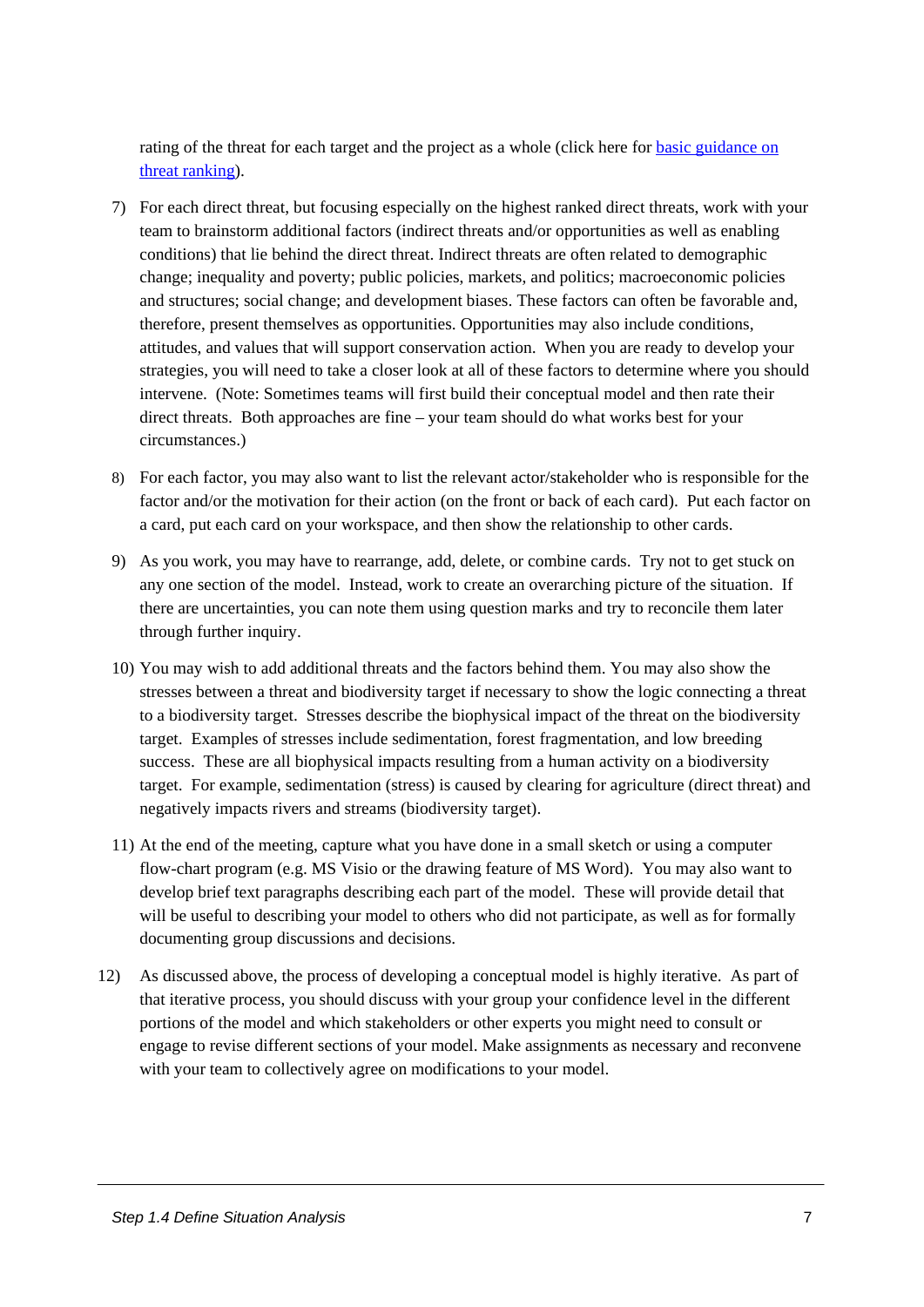rating of the threat for each target and the project as a whole (click here for [basic guidance on threat ranking](#)).

7) For each direct threat, but focusing especially on the highest ranked direct threats, work with your team to brainstorm additional factors (indirect threats and/or opportunities as well as enabling conditions) that lie behind the direct threat. Indirect threats are often related to demographic change; inequality and poverty; public policies, markets, and politics; macroeconomic policies and structures; social change; and development biases. These factors can often be favorable and, therefore, present themselves as opportunities. Opportunities may also include conditions, attitudes, and values that will support conservation action. When you are ready to develop your strategies, you will need to take a closer look at all of these factors to determine where you should intervene. (Note: Sometimes teams will first build their conceptual model and then rate their direct threats. Both approaches are fine – your team should do what works best for your circumstances.)

8) For each factor, you may also want to list the relevant actor/stakeholder who is responsible for the factor and/or the motivation for their action (on the front or back of each card). Put each factor on a card, put each card on your workspace, and then show the relationship to other cards.

9) As you work, you may have to rearrange, add, delete, or combine cards. Try not to get stuck on any one section of the model. Instead, work to create an overarching picture of the situation. If there are uncertainties, you can note them using question marks and try to reconcile them later through further inquiry.

10) You may wish to add additional threats and the factors behind them. You may also show the stresses between a threat and biodiversity target if necessary to show the logic connecting a threat to a biodiversity target. Stresses describe the biophysical impact of the threat on the biodiversity target. Examples of stresses include sedimentation, forest fragmentation, and low breeding success. These are all biophysical impacts resulting from a human activity on a biodiversity target. For example, sedimentation (stress) is caused by clearing for agriculture (direct threat) and negatively impacts rivers and streams (biodiversity target).

11) At the end of the meeting, capture what you have done in a small sketch or using a computer flow-chart program (e.g. MS Visio or the drawing feature of MS Word). You may also want to develop brief text paragraphs describing each part of the model. These will provide detail that will be useful to describing your model to others who did not participate, as well as for formally documenting group discussions and decisions.

12) As discussed above, the process of developing a conceptual model is highly iterative. As part of that iterative process, you should discuss with your group your confidence level in the different portions of the model and which stakeholders or other experts you might need to consult or engage to revise different sections of your model. Make assignments as necessary and reconvene with your team to collectively agree on modifications to your model.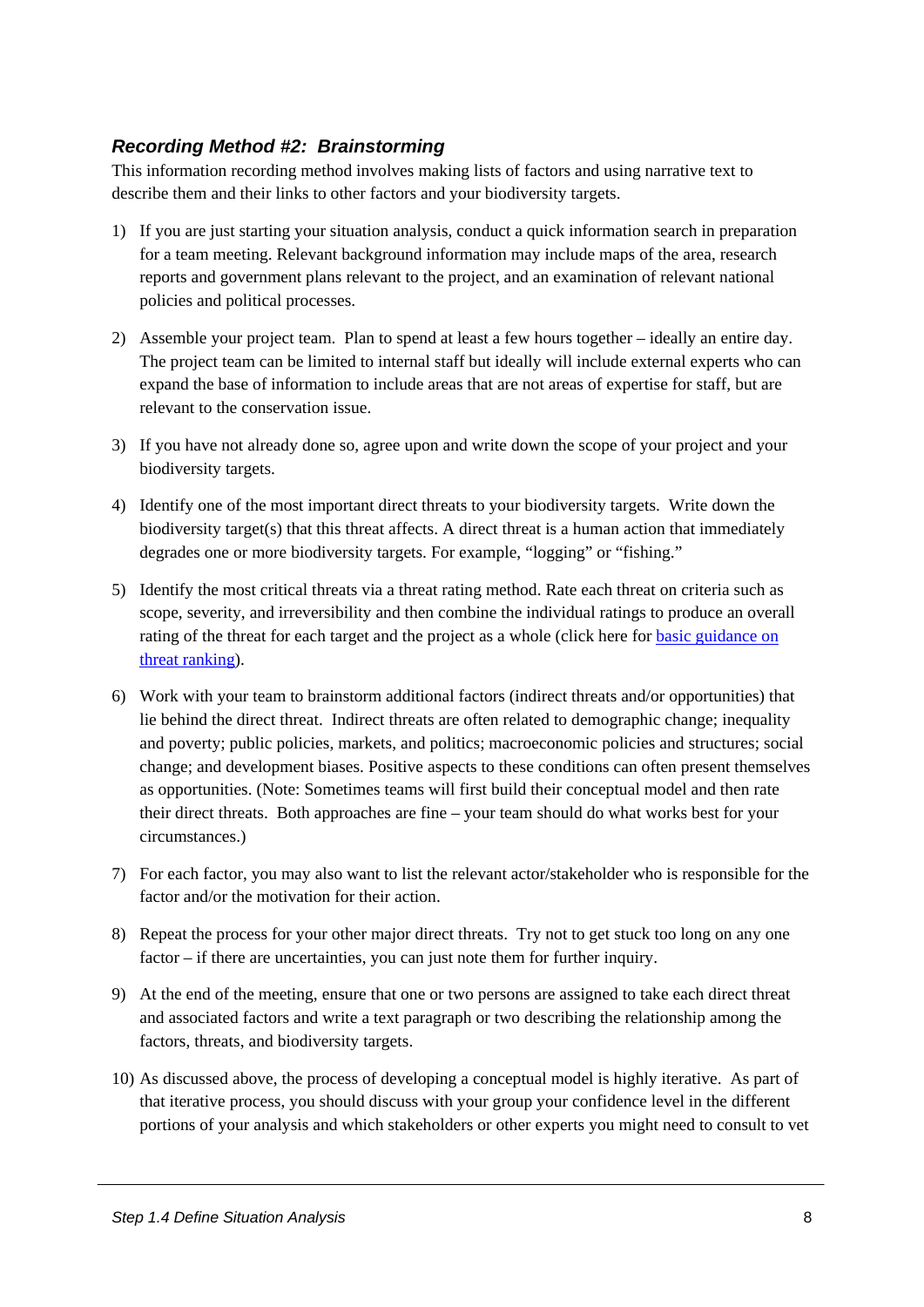### *Recording Method #2: Brainstorming*

This information recording method involves making lists of factors and using narrative text to describe them and their links to other factors and your biodiversity targets.

1) If you are just starting your situation analysis, conduct a quick information search in preparation for a team meeting. Relevant background information may include maps of the area, research reports and government plans relevant to the project, and an examination of relevant national policies and political processes.

2) Assemble your project team. Plan to spend at least a few hours together – ideally an entire day. The project team can be limited to internal staff but ideally will include external experts who can expand the base of information to include areas that are not areas of expertise for staff, but are relevant to the conservation issue.

3) If you have not already done so, agree upon and write down the scope of your project and your biodiversity targets.

4) Identify one of the most important direct threats to your biodiversity targets. Write down the biodiversity target(s) that this threat affects. A direct threat is a human action that immediately degrades one or more biodiversity targets. For example, "logging" or "fishing."

5) Identify the most critical threats via a threat rating method. Rate each threat on criteria such as scope, severity, and irreversibility and then combine the individual ratings to produce an overall rating of the threat for each target and the project as a whole (click here for basic guidance on threat ranking).

6) Work with your team to brainstorm additional factors (indirect threats and/or opportunities) that lie behind the direct threat. Indirect threats are often related to demographic change; inequality and poverty; public policies, markets, and politics; macroeconomic policies and structures; social change; and development biases. Positive aspects to these conditions can often present themselves as opportunities. (Note: Sometimes teams will first build their conceptual model and then rate their direct threats. Both approaches are fine – your team should do what works best for your circumstances.)

7) For each factor, you may also want to list the relevant actor/stakeholder who is responsible for the factor and/or the motivation for their action.

8) Repeat the process for your other major direct threats. Try not to get stuck too long on any one factor – if there are uncertainties, you can just note them for further inquiry.

9) At the end of the meeting, ensure that one or two persons are assigned to take each direct threat and associated factors and write a text paragraph or two describing the relationship among the factors, threats, and biodiversity targets.

10) As discussed above, the process of developing a conceptual model is highly iterative. As part of that iterative process, you should discuss with your group your confidence level in the different portions of your analysis and which stakeholders or other experts you might need to consult to vet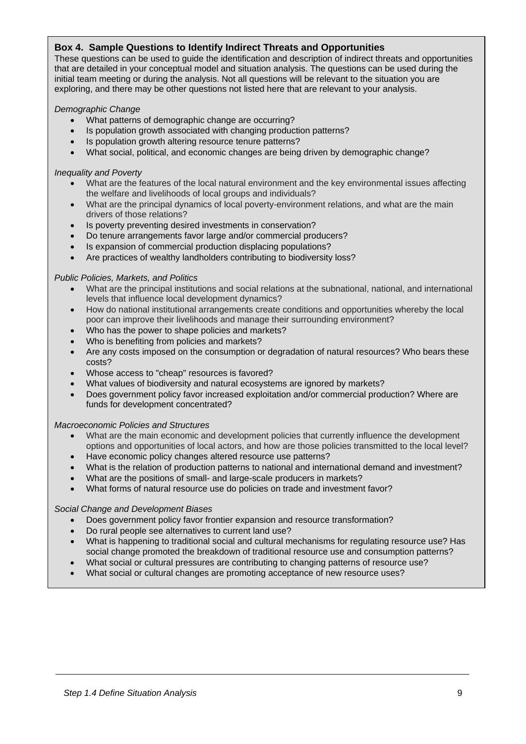**Box 4. Sample Questions to Identify Indirect Threats and Opportunities**

These questions can be used to guide the identification and description of indirect threats and opportunities that are detailed in your conceptual model and situation analysis. The questions can be used during the initial team meeting or during the analysis. Not all questions will be relevant to the situation you are exploring, and there may be other questions not listed here that are relevant to your analysis.

*Demographic Change*

- What patterns of demographic change are occurring?
- Is population growth associated with changing production patterns?
- Is population growth altering resource tenure patterns?
- What social, political, and economic changes are being driven by demographic change?

*Inequality and Poverty*

- What are the features of the local natural environment and the key environmental issues affecting the welfare and livelihoods of local groups and individuals?
- What are the principal dynamics of local poverty-environment relations, and what are the main drivers of those relations?
- Is poverty preventing desired investments in conservation?
- Do tenure arrangements favor large and/or commercial producers?
- Is expansion of commercial production displacing populations?
- Are practices of wealthy landholders contributing to biodiversity loss?

*Public Policies, Markets, and Politics*

- What are the principal institutions and social relations at the subnational, national, and international levels that influence local development dynamics?
- How do national institutional arrangements create conditions and opportunities whereby the local poor can improve their livelihoods and manage their surrounding environment?
- Who has the power to shape policies and markets?
- Who is benefiting from policies and markets?
- Are any costs imposed on the consumption or degradation of natural resources? Who bears these costs?
- Whose access to "cheap" resources is favored?
- What values of biodiversity and natural ecosystems are ignored by markets?
- Does government policy favor increased exploitation and/or commercial production? Where are funds for development concentrated?

*Macroeconomic Policies and Structures*

- What are the main economic and development policies that currently influence the development options and opportunities of local actors, and how are those policies transmitted to the local level?
- Have economic policy changes altered resource use patterns?
- What is the relation of production patterns to national and international demand and investment?
- What are the positions of small- and large-scale producers in markets?
- What forms of natural resource use do policies on trade and investment favor?

*Social Change and Development Biases*

- Does government policy favor frontier expansion and resource transformation?
- Do rural people see alternatives to current land use?
- What is happening to traditional social and cultural mechanisms for regulating resource use? Has social change promoted the breakdown of traditional resource use and consumption patterns?
- What social or cultural pressures are contributing to changing patterns of resource use?
- What social or cultural changes are promoting acceptance of new resource uses?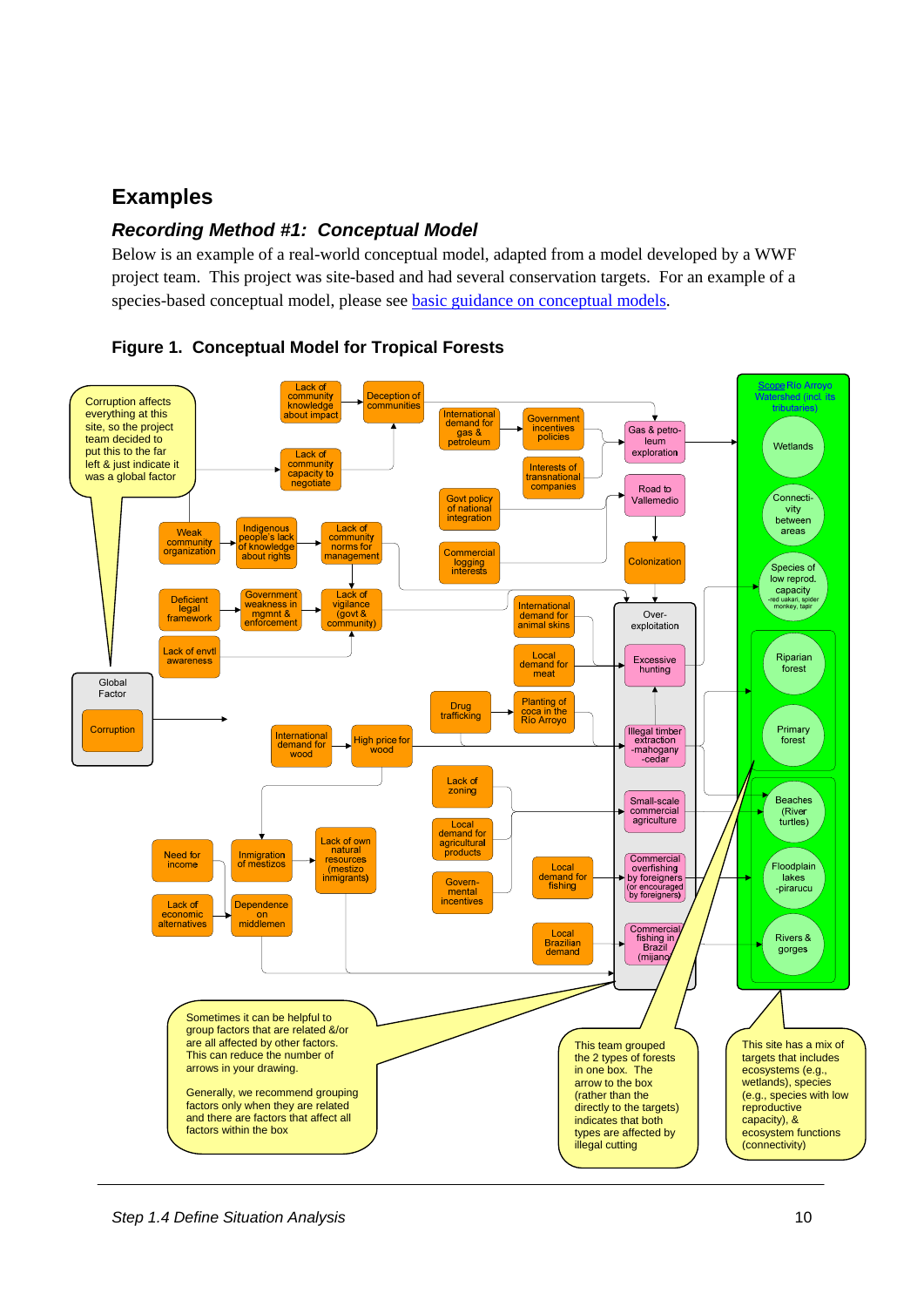# Examples

## *Recording Method #1: Conceptual Model*

Below is an example of a real-world conceptual model, adapted from a model developed by a WWF project team. This project was site-based and had several conservation targets. For an example of a species-based conceptual model, please see [basic guidance on conceptual models](#).

### Figure 1. Conceptual Model for Tropical Forests

Corruption affects everything at this site, so the project team decided to put this to the far left & just indicate it was a global factor

Global Factor

Corruption

Lack of community knowledge about impact

Deception of communities

Lack of community capacity to negotiate

Weak community organization

Indigenous people's lack of knowledge about rights

Lack of community norms for management

Deficient legal framework

Government weakness in mgmnt & enforcement

Lack of vigilance (govt & community)

Lack of envtl awareness

International demand for gas & petroleum

Government incentives policies

Interests of transnational companies

Gas & petroleum exploration

Govt policy of national integration

Road to Vallemedio

Commercial logging interests

Colonization

International demand for animal skins

Over-exploitation

Local demand for meat

Excessive hunting

Drug trafficking

Planting of coca in the Rio Arroyo

International demand for wood

High price for wood

Illegal timber extraction -mahogany -cedar

Lack of zoning

Local demand for agricultural products

Small-scale commercial agriculture

Need for income

Inmigration of mestizos

Lack of own natural resources (mestizo inmigrants)

Governmental incentives

Local demand for fishing

Commercial overfishing by foreigners (or encouraged by foreigners)

Lack of economic alternatives

Dependence on middlemen

Local Brazilian demand

Commercial fishing in Brazil (mijano)

Scope: Rio Arroyo Watershed (incl. its tributaries)

Wetlands

Connectivity between areas

Species of low reprod. capacity -red uakari, spider monkey, tapir

Riparian forest

Primary forest

Beaches (River turtles)

Floodplain lakes -piraruku

Rivers & gorges

Sometimes it can be helpful to group factors that are related &/or are all affected by other factors. This can reduce the number of arrows in your drawing.

Generally, we recommend grouping factors only when they are related and there are factors that affect all factors within the box

This team grouped the 2 types of forests in one box. The arrow to the box (rather than the directly to the targets) indicates that both types are affected by illegal cutting

This site has a mix of targets that includes ecosystems (e.g., wetlands), species (e.g., species with low reproductive capacity), & ecosystem functions (connectivity)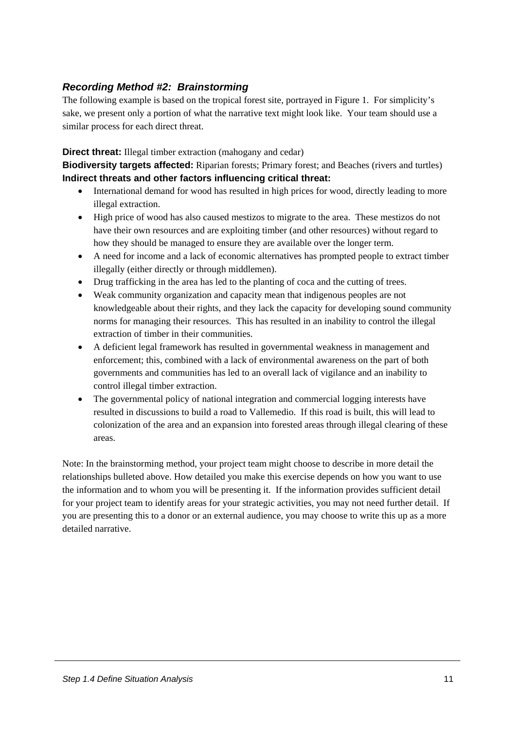### *Recording Method #2: Brainstorming*

The following example is based on the tropical forest site, portrayed in Figure 1. For simplicity's sake, we present only a portion of what the narrative text might look like. Your team should use a similar process for each direct threat.

**Direct threat:** Illegal timber extraction (mahogany and cedar)

**Biodiversity targets affected:** Riparian forests; Primary forest; and Beaches (rivers and turtles)

**Indirect threats and other factors influencing critical threat:**

- International demand for wood has resulted in high prices for wood, directly leading to more illegal extraction.
- High price of wood has also caused mestizos to migrate to the area. These mestizos do not have their own resources and are exploiting timber (and other resources) without regard to how they should be managed to ensure they are available over the longer term.
- A need for income and a lack of economic alternatives has prompted people to extract timber illegally (either directly or through middlemen).
- Drug trafficking in the area has led to the planting of coca and the cutting of trees.
- Weak community organization and capacity mean that indigenous peoples are not knowledgeable about their rights, and they lack the capacity for developing sound community norms for managing their resources. This has resulted in an inability to control the illegal extraction of timber in their communities.
- A deficient legal framework has resulted in governmental weakness in management and enforcement; this, combined with a lack of environmental awareness on the part of both governments and communities has led to an overall lack of vigilance and an inability to control illegal timber extraction.
- The governmental policy of national integration and commercial logging interests have resulted in discussions to build a road to Vallemedio. If this road is built, this will lead to colonization of the area and an expansion into forested areas through illegal clearing of these areas.

Note: In the brainstorming method, your project team might choose to describe in more detail the relationships bulleted above. How detailed you make this exercise depends on how you want to use the information and to whom you will be presenting it. If the information provides sufficient detail for your project team to identify areas for your strategic activities, you may not need further detail. If you are presenting this to a donor or an external audience, you may choose to write this up as a more detailed narrative.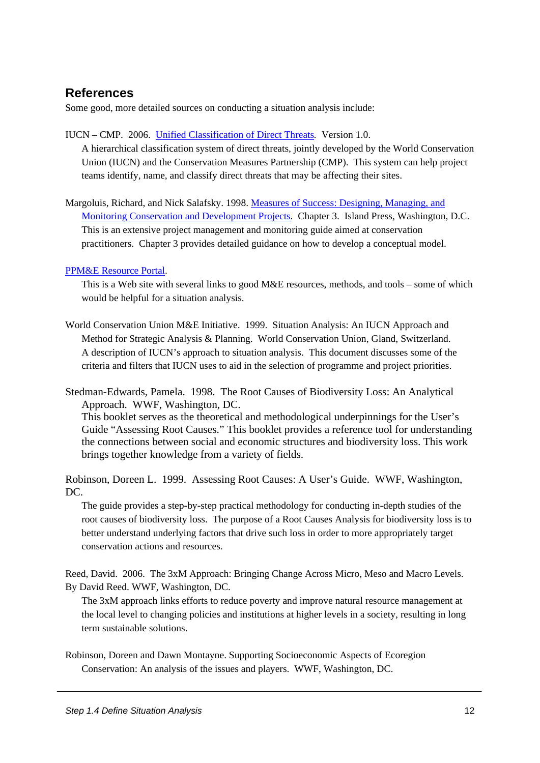## References

Some good, more detailed sources on conducting a situation analysis include:

IUCN – CMP. 2006. Unified Classification of Direct Threats. Version 1.0.
A hierarchical classification system of direct threats, jointly developed by the World Conservation Union (IUCN) and the Conservation Measures Partnership (CMP). This system can help project teams identify, name, and classify direct threats that may be affecting their sites.

Margoluis, Richard, and Nick Salafsky. 1998. Measures of Success: Designing, Managing, and Monitoring Conservation and Development Projects. Chapter 3. Island Press, Washington, D.C.
This is an extensive project management and monitoring guide aimed at conservation practitioners. Chapter 3 provides detailed guidance on how to develop a conceptual model.

PPM&E Resource Portal.
This is a Web site with several links to good M&E resources, methods, and tools – some of which would be helpful for a situation analysis.

World Conservation Union M&E Initiative. 1999. Situation Analysis: An IUCN Approach and Method for Strategic Analysis & Planning. World Conservation Union, Gland, Switzerland.
A description of IUCN's approach to situation analysis. This document discusses some of the criteria and filters that IUCN uses to aid in the selection of programme and project priorities.

Stedman-Edwards, Pamela. 1998. The Root Causes of Biodiversity Loss: An Analytical Approach. WWF, Washington, DC.
This booklet serves as the theoretical and methodological underpinnings for the User's Guide "Assessing Root Causes." This booklet provides a reference tool for understanding the connections between social and economic structures and biodiversity loss. This work brings together knowledge from a variety of fields.

Robinson, Doreen L. 1999. Assessing Root Causes: A User's Guide. WWF, Washington, DC.
The guide provides a step-by-step practical methodology for conducting in-depth studies of the root causes of biodiversity loss. The purpose of a Root Causes Analysis for biodiversity loss is to better understand underlying factors that drive such loss in order to more appropriately target conservation actions and resources.

Reed, David. 2006. The 3xM Approach: Bringing Change Across Micro, Meso and Macro Levels. By David Reed. WWF, Washington, DC.
The 3xM approach links efforts to reduce poverty and improve natural resource management at the local level to changing policies and institutions at higher levels in a society, resulting in long term sustainable solutions.

Robinson, Doreen and Dawn Montayne. Supporting Socioeconomic Aspects of Ecoregion Conservation: An analysis of the issues and players. WWF, Washington, DC.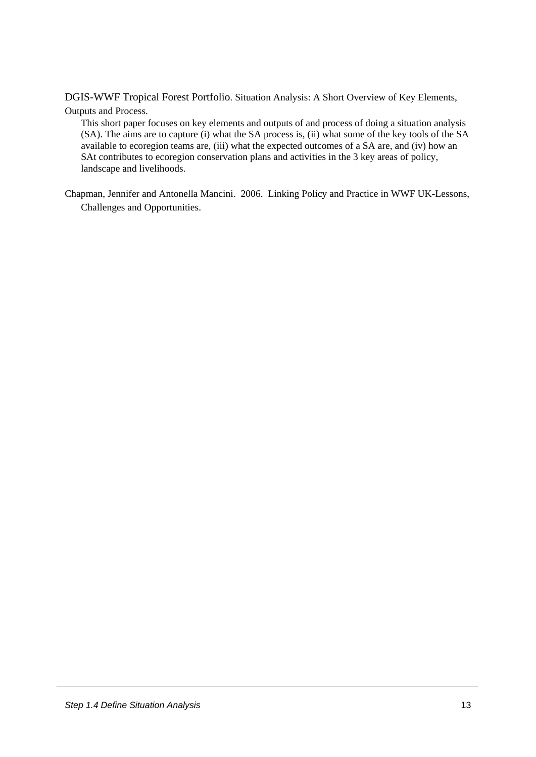DGIS-WWF Tropical Forest Portfolio. Situation Analysis: A Short Overview of Key Elements, Outputs and Process.

This short paper focuses on key elements and outputs of and process of doing a situation analysis (SA). The aims are to capture (i) what the SA process is, (ii) what some of the key tools of the SA available to ecoregion teams are, (iii) what the expected outcomes of a SA are, and (iv) how an SAt contributes to ecoregion conservation plans and activities in the 3 key areas of policy, landscape and livelihoods.

Chapman, Jennifer and Antonella Mancini. 2006. Linking Policy and Practice in WWF UK-Lessons, Challenges and Opportunities.